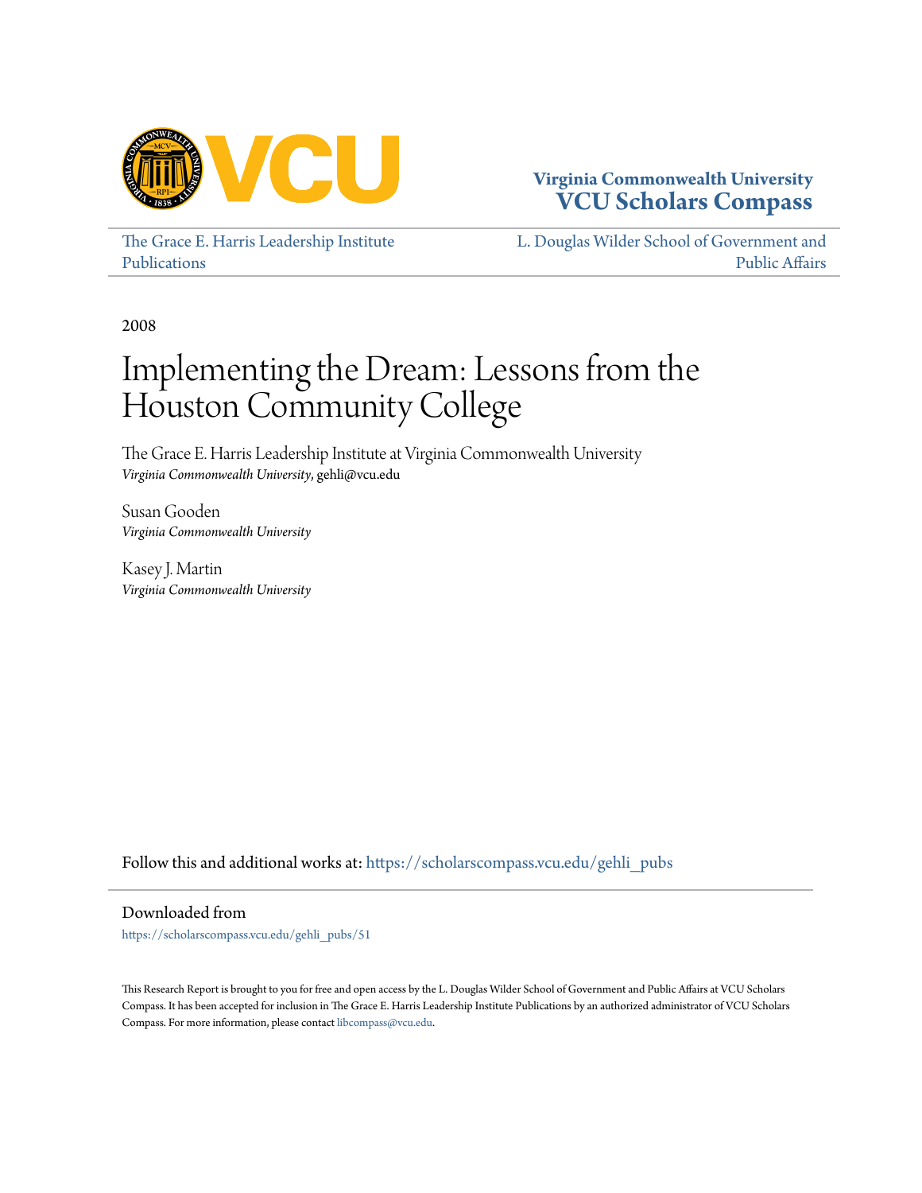Virginia Commonwealth University
**VCU Scholars Compass**

The Grace E. Harris Leadership Institute Publications

L. Douglas Wilder School of Government and Public Affairs

2008

# Implementing the Dream: Lessons from the Houston Community College

The Grace E. Harris Leadership Institute at Virginia Commonwealth University
*Virginia Commonwealth University*, gehli@vcu.edu

Susan Gooden
*Virginia Commonwealth University*

Kasey J. Martin
*Virginia Commonwealth University*

Follow this and additional works at: https://scholarscompass.vcu.edu/gehli_pubs

Downloaded from

https://scholarscompass.vcu.edu/gehli_pubs/51

This Research Report is brought to you for free and open access by the L. Douglas Wilder School of Government and Public Affairs at VCU Scholars Compass. It has been accepted for inclusion in The Grace E. Harris Leadership Institute Publications by an authorized administrator of VCU Scholars Compass. For more information, please contact libcompass@vcu.edu.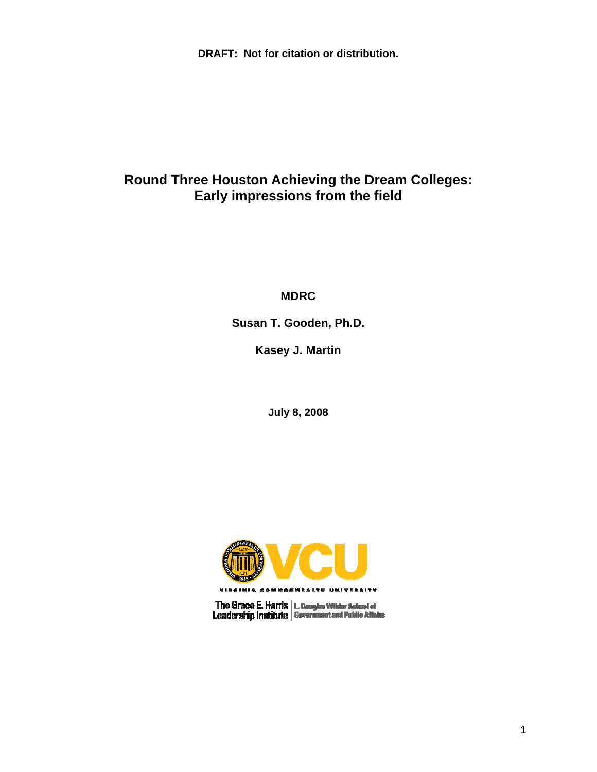DRAFT: Not for citation or distribution.

# Round Three Houston Achieving the Dream Colleges: Early impressions from the field

**MDRC**

**Susan T. Gooden, Ph.D.**

**Kasey J. Martin**

**July 8, 2008**

VIRGINIA COMMONWEALTH UNIVERSITY

The Grace E. Harris Leadership Institute | L. Douglas Wilder School of Government and Public Affairs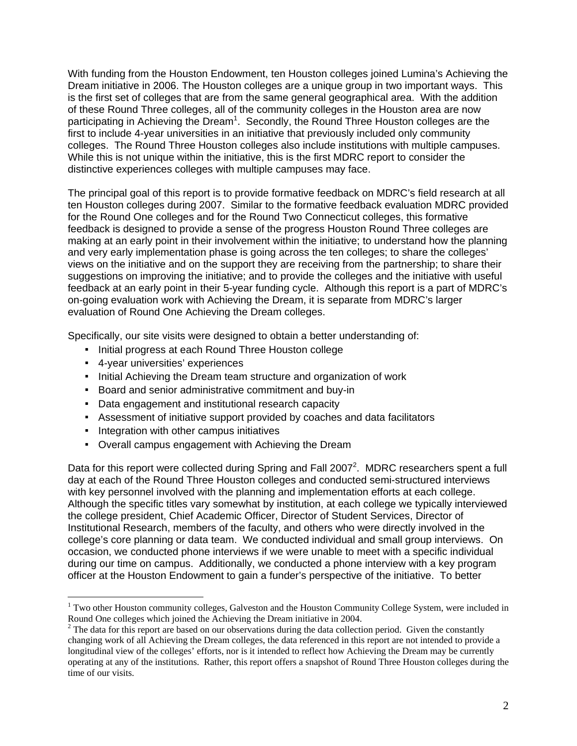With funding from the Houston Endowment, ten Houston colleges joined Lumina's Achieving the Dream initiative in 2006. The Houston colleges are a unique group in two important ways. This is the first set of colleges that are from the same general geographical area. With the addition of these Round Three colleges, all of the community colleges in the Houston area are now participating in Achieving the Dream[1]. Secondly, the Round Three Houston colleges are the first to include 4-year universities in an initiative that previously included only community colleges. The Round Three Houston colleges also include institutions with multiple campuses. While this is not unique within the initiative, this is the first MDRC report to consider the distinctive experiences colleges with multiple campuses may face.

The principal goal of this report is to provide formative feedback on MDRC's field research at all ten Houston colleges during 2007. Similar to the formative feedback evaluation MDRC provided for the Round One colleges and for the Round Two Connecticut colleges, this formative feedback is designed to provide a sense of the progress Houston Round Three colleges are making at an early point in their involvement within the initiative; to understand how the planning and very early implementation phase is going across the ten colleges; to share the colleges' views on the initiative and on the support they are receiving from the partnership; to share their suggestions on improving the initiative; and to provide the colleges and the initiative with useful feedback at an early point in their 5-year funding cycle. Although this report is a part of MDRC's on-going evaluation work with Achieving the Dream, it is separate from MDRC's larger evaluation of Round One Achieving the Dream colleges.

Specifically, our site visits were designed to obtain a better understanding of:

- Initial progress at each Round Three Houston college
- 4-year universities' experiences
- Initial Achieving the Dream team structure and organization of work
- Board and senior administrative commitment and buy-in
- Data engagement and institutional research capacity
- Assessment of initiative support provided by coaches and data facilitators
- Integration with other campus initiatives
- Overall campus engagement with Achieving the Dream

Data for this report were collected during Spring and Fall 2007[2]. MDRC researchers spent a full day at each of the Round Three Houston colleges and conducted semi-structured interviews with key personnel involved with the planning and implementation efforts at each college. Although the specific titles vary somewhat by institution, at each college we typically interviewed the college president, Chief Academic Officer, Director of Student Services, Director of Institutional Research, members of the faculty, and others who were directly involved in the college's core planning or data team. We conducted individual and small group interviews. On occasion, we conducted phone interviews if we were unable to meet with a specific individual during our time on campus. Additionally, we conducted a phone interview with a key program officer at the Houston Endowment to gain a funder's perspective of the initiative. To better

[1] Two other Houston community colleges, Galveston and the Houston Community College System, were included in Round One colleges which joined the Achieving the Dream initiative in 2004.

[2] The data for this report are based on our observations during the data collection period. Given the constantly changing work of all Achieving the Dream colleges, the data referenced in this report are not intended to provide a longitudinal view of the colleges' efforts, nor is it intended to reflect how Achieving the Dream may be currently operating at any of the institutions. Rather, this report offers a snapshot of Round Three Houston colleges during the time of our visits.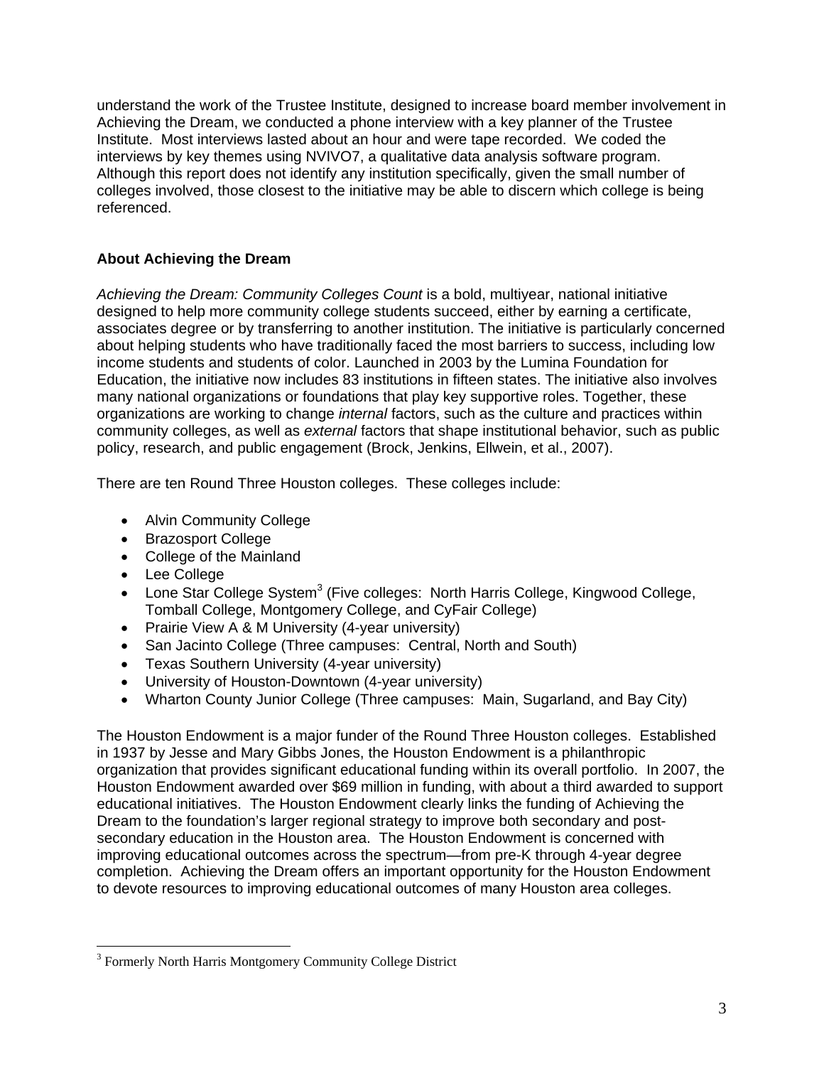understand the work of the Trustee Institute, designed to increase board member involvement in Achieving the Dream, we conducted a phone interview with a key planner of the Trustee Institute. Most interviews lasted about an hour and were tape recorded. We coded the interviews by key themes using NVIVO7, a qualitative data analysis software program. Although this report does not identify any institution specifically, given the small number of colleges involved, those closest to the initiative may be able to discern which college is being referenced.

**About Achieving the Dream**

*Achieving the Dream: Community Colleges Count* is a bold, multiyear, national initiative designed to help more community college students succeed, either by earning a certificate, associates degree or by transferring to another institution. The initiative is particularly concerned about helping students who have traditionally faced the most barriers to success, including low income students and students of color. Launched in 2003 by the Lumina Foundation for Education, the initiative now includes 83 institutions in fifteen states. The initiative also involves many national organizations or foundations that play key supportive roles. Together, these organizations are working to change *internal* factors, such as the culture and practices within community colleges, as well as *external* factors that shape institutional behavior, such as public policy, research, and public engagement (Brock, Jenkins, Ellwein, et al., 2007).

There are ten Round Three Houston colleges. These colleges include:

- Alvin Community College
- Brazosport College
- College of the Mainland
- Lee College
- Lone Star College System[3] (Five colleges: North Harris College, Kingwood College, Tomball College, Montgomery College, and CyFair College)
- Prairie View A & M University (4-year university)
- San Jacinto College (Three campuses: Central, North and South)
- Texas Southern University (4-year university)
- University of Houston-Downtown (4-year university)
- Wharton County Junior College (Three campuses: Main, Sugarland, and Bay City)

The Houston Endowment is a major funder of the Round Three Houston colleges. Established in 1937 by Jesse and Mary Gibbs Jones, the Houston Endowment is a philanthropic organization that provides significant educational funding within its overall portfolio. In 2007, the Houston Endowment awarded over $69 million in funding, with about a third awarded to support educational initiatives. The Houston Endowment clearly links the funding of Achieving the Dream to the foundation's larger regional strategy to improve both secondary and post-secondary education in the Houston area. The Houston Endowment is concerned with improving educational outcomes across the spectrum—from pre-K through 4-year degree completion. Achieving the Dream offers an important opportunity for the Houston Endowment to devote resources to improving educational outcomes of many Houston area colleges.

[3] Formerly North Harris Montgomery Community College District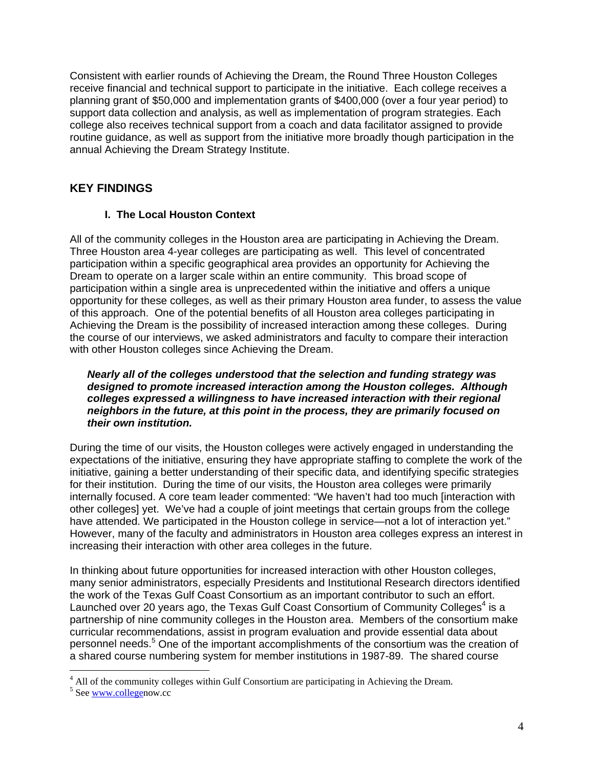Consistent with earlier rounds of Achieving the Dream, the Round Three Houston Colleges receive financial and technical support to participate in the initiative. Each college receives a planning grant of $50,000 and implementation grants of $400,000 (over a four year period) to support data collection and analysis, as well as implementation of program strategies. Each college also receives technical support from a coach and data facilitator assigned to provide routine guidance, as well as support from the initiative more broadly though participation in the annual Achieving the Dream Strategy Institute.

## KEY FINDINGS

### I. The Local Houston Context

All of the community colleges in the Houston area are participating in Achieving the Dream. Three Houston area 4-year colleges are participating as well. This level of concentrated participation within a specific geographical area provides an opportunity for Achieving the Dream to operate on a larger scale within an entire community. This broad scope of participation within a single area is unprecedented within the initiative and offers a unique opportunity for these colleges, as well as their primary Houston area funder, to assess the value of this approach. One of the potential benefits of all Houston area colleges participating in Achieving the Dream is the possibility of increased interaction among these colleges. During the course of our interviews, we asked administrators and faculty to compare their interaction with other Houston colleges since Achieving the Dream.

***Nearly all of the colleges understood that the selection and funding strategy was designed to promote increased interaction among the Houston colleges. Although colleges expressed a willingness to have increased interaction with their regional neighbors in the future, at this point in the process, they are primarily focused on their own institution.***

During the time of our visits, the Houston colleges were actively engaged in understanding the expectations of the initiative, ensuring they have appropriate staffing to complete the work of the initiative, gaining a better understanding of their specific data, and identifying specific strategies for their institution. During the time of our visits, the Houston area colleges were primarily internally focused. A core team leader commented: "We haven't had too much [interaction with other colleges] yet. We've had a couple of joint meetings that certain groups from the college have attended. We participated in the Houston college in service—not a lot of interaction yet." However, many of the faculty and administrators in Houston area colleges express an interest in increasing their interaction with other area colleges in the future.

In thinking about future opportunities for increased interaction with other Houston colleges, many senior administrators, especially Presidents and Institutional Research directors identified the work of the Texas Gulf Coast Consortium as an important contributor to such an effort. Launched over 20 years ago, the Texas Gulf Coast Consortium of Community Colleges[4] is a partnership of nine community colleges in the Houston area. Members of the consortium make curricular recommendations, assist in program evaluation and provide essential data about personnel needs.[5] One of the important accomplishments of the consortium was the creation of a shared course numbering system for member institutions in 1987-89. The shared course

---

[4] All of the community colleges within Gulf Consortium are participating in Achieving the Dream.

[5] See www.collegenow.cc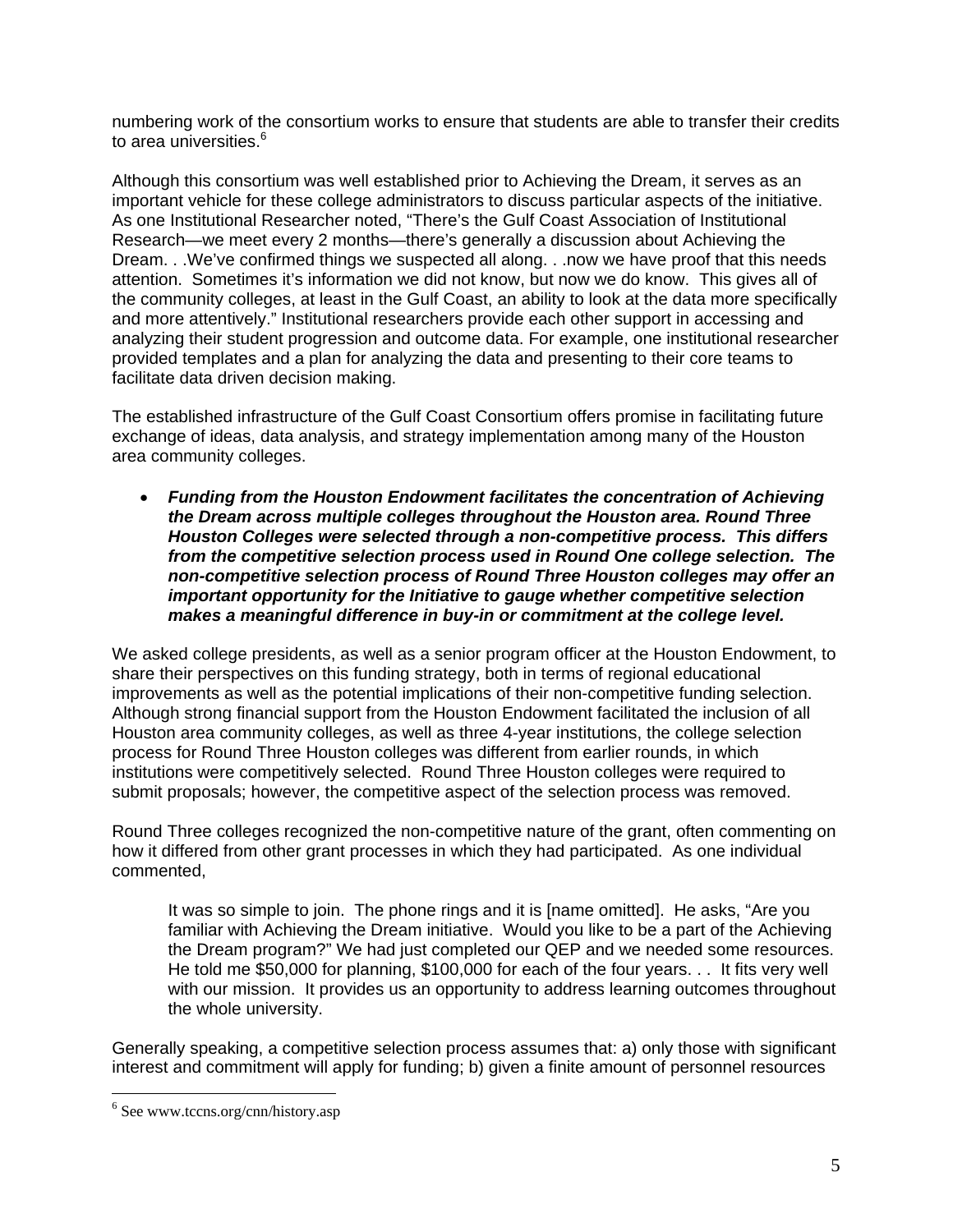numbering work of the consortium works to ensure that students are able to transfer their credits to area universities.[6]

Although this consortium was well established prior to Achieving the Dream, it serves as an important vehicle for these college administrators to discuss particular aspects of the initiative. As one Institutional Researcher noted, "There's the Gulf Coast Association of Institutional Research—we meet every 2 months—there's generally a discussion about Achieving the Dream. . .We've confirmed things we suspected all along. . .now we have proof that this needs attention. Sometimes it's information we did not know, but now we do know. This gives all of the community colleges, at least in the Gulf Coast, an ability to look at the data more specifically and more attentively." Institutional researchers provide each other support in accessing and analyzing their student progression and outcome data. For example, one institutional researcher provided templates and a plan for analyzing the data and presenting to their core teams to facilitate data driven decision making.

The established infrastructure of the Gulf Coast Consortium offers promise in facilitating future exchange of ideas, data analysis, and strategy implementation among many of the Houston area community colleges.

- ***Funding from the Houston Endowment facilitates the concentration of Achieving the Dream across multiple colleges throughout the Houston area. Round Three Houston Colleges were selected through a non-competitive process. This differs from the competitive selection process used in Round One college selection. The non-competitive selection process of Round Three Houston colleges may offer an important opportunity for the Initiative to gauge whether competitive selection makes a meaningful difference in buy-in or commitment at the college level.***

We asked college presidents, as well as a senior program officer at the Houston Endowment, to share their perspectives on this funding strategy, both in terms of regional educational improvements as well as the potential implications of their non-competitive funding selection. Although strong financial support from the Houston Endowment facilitated the inclusion of all Houston area community colleges, as well as three 4-year institutions, the college selection process for Round Three Houston colleges was different from earlier rounds, in which institutions were competitively selected. Round Three Houston colleges were required to submit proposals; however, the competitive aspect of the selection process was removed.

Round Three colleges recognized the non-competitive nature of the grant, often commenting on how it differed from other grant processes in which they had participated. As one individual commented,

> It was so simple to join. The phone rings and it is [name omitted]. He asks, "Are you familiar with Achieving the Dream initiative. Would you like to be a part of the Achieving the Dream program?" We had just completed our QEP and we needed some resources. He told me $50,000 for planning, $100,000 for each of the four years. . . It fits very well with our mission. It provides us an opportunity to address learning outcomes throughout the whole university.

Generally speaking, a competitive selection process assumes that: a) only those with significant interest and commitment will apply for funding; b) given a finite amount of personnel resources

[6] See www.tccns.org/cnn/history.asp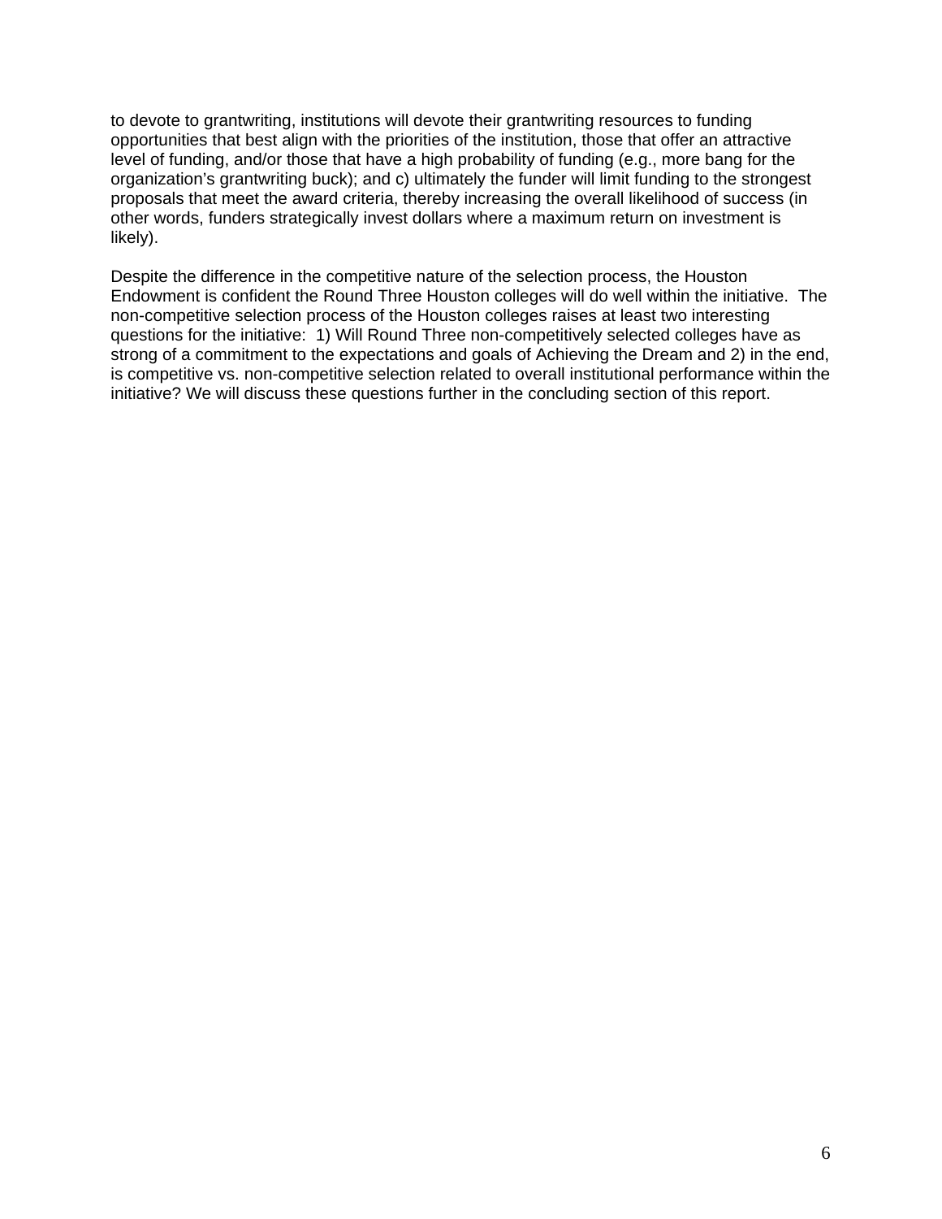to devote to grantwriting, institutions will devote their grantwriting resources to funding opportunities that best align with the priorities of the institution, those that offer an attractive level of funding, and/or those that have a high probability of funding (e.g., more bang for the organization's grantwriting buck); and c) ultimately the funder will limit funding to the strongest proposals that meet the award criteria, thereby increasing the overall likelihood of success (in other words, funders strategically invest dollars where a maximum return on investment is likely).

Despite the difference in the competitive nature of the selection process, the Houston Endowment is confident the Round Three Houston colleges will do well within the initiative. The non-competitive selection process of the Houston colleges raises at least two interesting questions for the initiative: 1) Will Round Three non-competitively selected colleges have as strong of a commitment to the expectations and goals of Achieving the Dream and 2) in the end, is competitive vs. non-competitive selection related to overall institutional performance within the initiative? We will discuss these questions further in the concluding section of this report.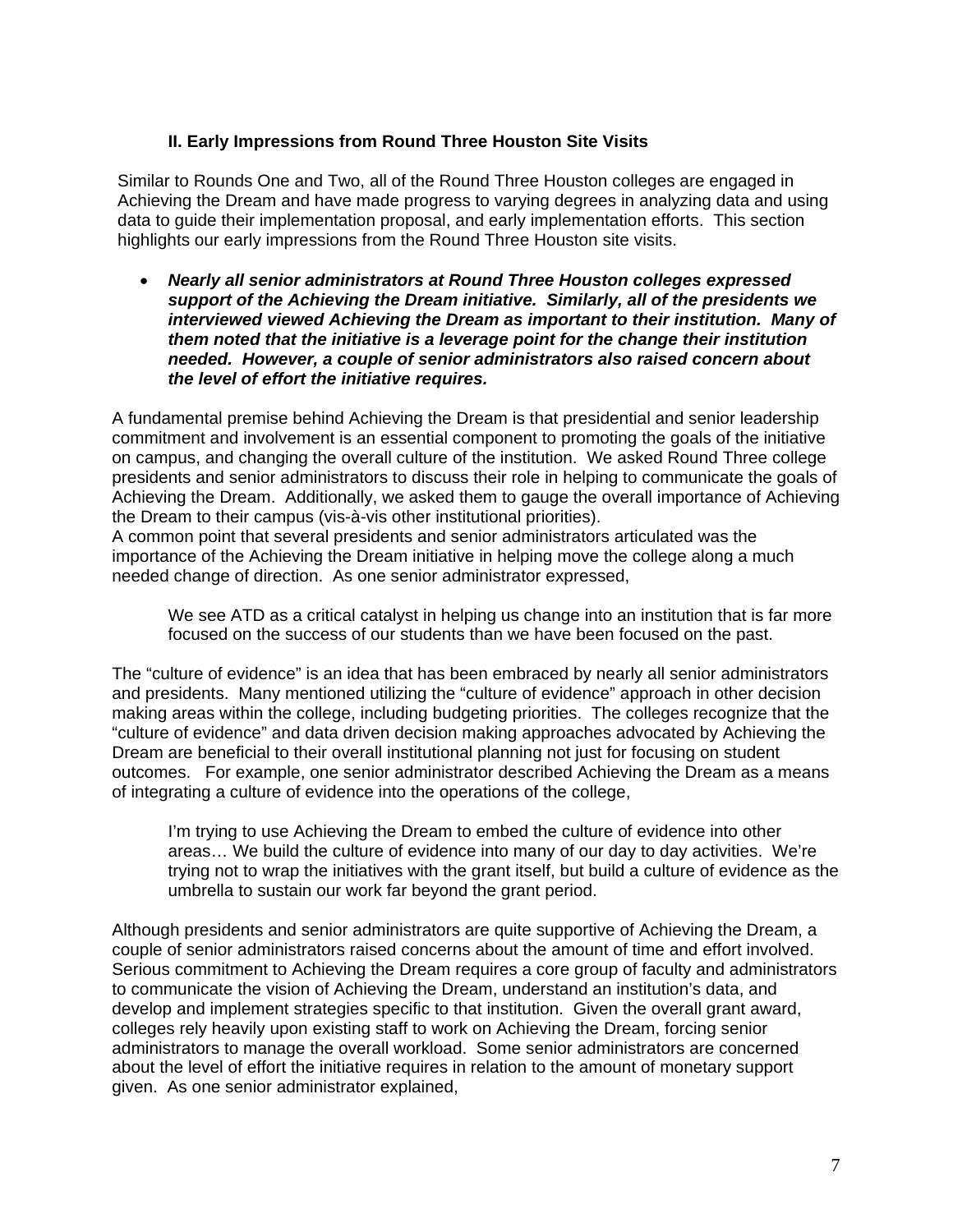## II. Early Impressions from Round Three Houston Site Visits

Similar to Rounds One and Two, all of the Round Three Houston colleges are engaged in Achieving the Dream and have made progress to varying degrees in analyzing data and using data to guide their implementation proposal, and early implementation efforts. This section highlights our early impressions from the Round Three Houston site visits.

- ***Nearly all senior administrators at Round Three Houston colleges expressed support of the Achieving the Dream initiative. Similarly, all of the presidents we interviewed viewed Achieving the Dream as important to their institution. Many of them noted that the initiative is a leverage point for the change their institution needed. However, a couple of senior administrators also raised concern about the level of effort the initiative requires.***

A fundamental premise behind Achieving the Dream is that presidential and senior leadership commitment and involvement is an essential component to promoting the goals of the initiative on campus, and changing the overall culture of the institution. We asked Round Three college presidents and senior administrators to discuss their role in helping to communicate the goals of Achieving the Dream. Additionally, we asked them to gauge the overall importance of Achieving the Dream to their campus (vis-à-vis other institutional priorities).
A common point that several presidents and senior administrators articulated was the importance of the Achieving the Dream initiative in helping move the college along a much needed change of direction. As one senior administrator expressed,

> We see ATD as a critical catalyst in helping us change into an institution that is far more focused on the success of our students than we have been focused on the past.

The "culture of evidence" is an idea that has been embraced by nearly all senior administrators and presidents. Many mentioned utilizing the "culture of evidence" approach in other decision making areas within the college, including budgeting priorities. The colleges recognize that the "culture of evidence" and data driven decision making approaches advocated by Achieving the Dream are beneficial to their overall institutional planning not just for focusing on student outcomes. For example, one senior administrator described Achieving the Dream as a means of integrating a culture of evidence into the operations of the college,

> I'm trying to use Achieving the Dream to embed the culture of evidence into other areas… We build the culture of evidence into many of our day to day activities. We're trying not to wrap the initiatives with the grant itself, but build a culture of evidence as the umbrella to sustain our work far beyond the grant period.

Although presidents and senior administrators are quite supportive of Achieving the Dream, a couple of senior administrators raised concerns about the amount of time and effort involved. Serious commitment to Achieving the Dream requires a core group of faculty and administrators to communicate the vision of Achieving the Dream, understand an institution's data, and develop and implement strategies specific to that institution. Given the overall grant award, colleges rely heavily upon existing staff to work on Achieving the Dream, forcing senior administrators to manage the overall workload. Some senior administrators are concerned about the level of effort the initiative requires in relation to the amount of monetary support given. As one senior administrator explained,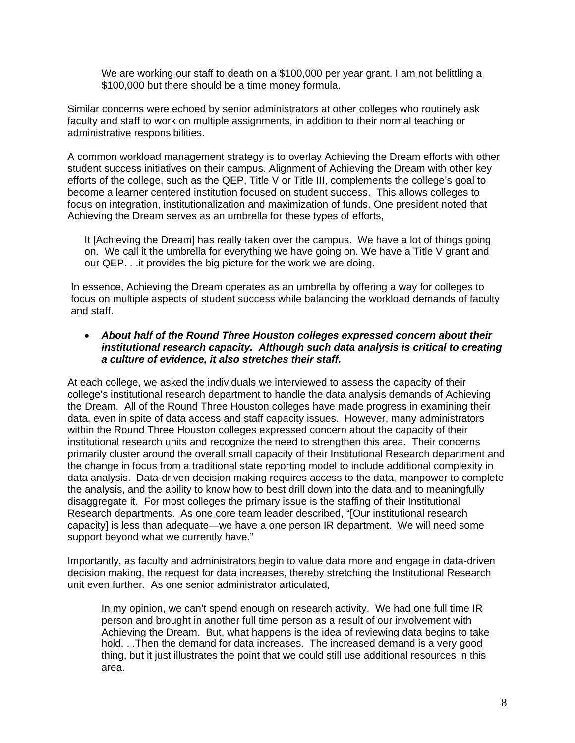> We are working our staff to death on a $100,000 per year grant. I am not belittling a $100,000 but there should be a time money formula.

Similar concerns were echoed by senior administrators at other colleges who routinely ask faculty and staff to work on multiple assignments, in addition to their normal teaching or administrative responsibilities.

A common workload management strategy is to overlay Achieving the Dream efforts with other student success initiatives on their campus. Alignment of Achieving the Dream with other key efforts of the college, such as the QEP, Title V or Title III, complements the college's goal to become a learner centered institution focused on student success. This allows colleges to focus on integration, institutionalization and maximization of funds. One president noted that Achieving the Dream serves as an umbrella for these types of efforts,

> It [Achieving the Dream] has really taken over the campus. We have a lot of things going on. We call it the umbrella for everything we have going on. We have a Title V grant and our QEP. . .it provides the big picture for the work we are doing.

In essence, Achieving the Dream operates as an umbrella by offering a way for colleges to focus on multiple aspects of student success while balancing the workload demands of faculty and staff.

- ***About half of the Round Three Houston colleges expressed concern about their institutional research capacity. Although such data analysis is critical to creating a culture of evidence, it also stretches their staff.***

At each college, we asked the individuals we interviewed to assess the capacity of their college's institutional research department to handle the data analysis demands of Achieving the Dream. All of the Round Three Houston colleges have made progress in examining their data, even in spite of data access and staff capacity issues. However, many administrators within the Round Three Houston colleges expressed concern about the capacity of their institutional research units and recognize the need to strengthen this area. Their concerns primarily cluster around the overall small capacity of their Institutional Research department and the change in focus from a traditional state reporting model to include additional complexity in data analysis. Data-driven decision making requires access to the data, manpower to complete the analysis, and the ability to know how to best drill down into the data and to meaningfully disaggregate it. For most colleges the primary issue is the staffing of their Institutional Research departments. As one core team leader described, "[Our institutional research capacity] is less than adequate—we have a one person IR department. We will need some support beyond what we currently have."

Importantly, as faculty and administrators begin to value data more and engage in data-driven decision making, the request for data increases, thereby stretching the Institutional Research unit even further. As one senior administrator articulated,

> In my opinion, we can't spend enough on research activity. We had one full time IR person and brought in another full time person as a result of our involvement with Achieving the Dream. But, what happens is the idea of reviewing data begins to take hold. . .Then the demand for data increases. The increased demand is a very good thing, but it just illustrates the point that we could still use additional resources in this area.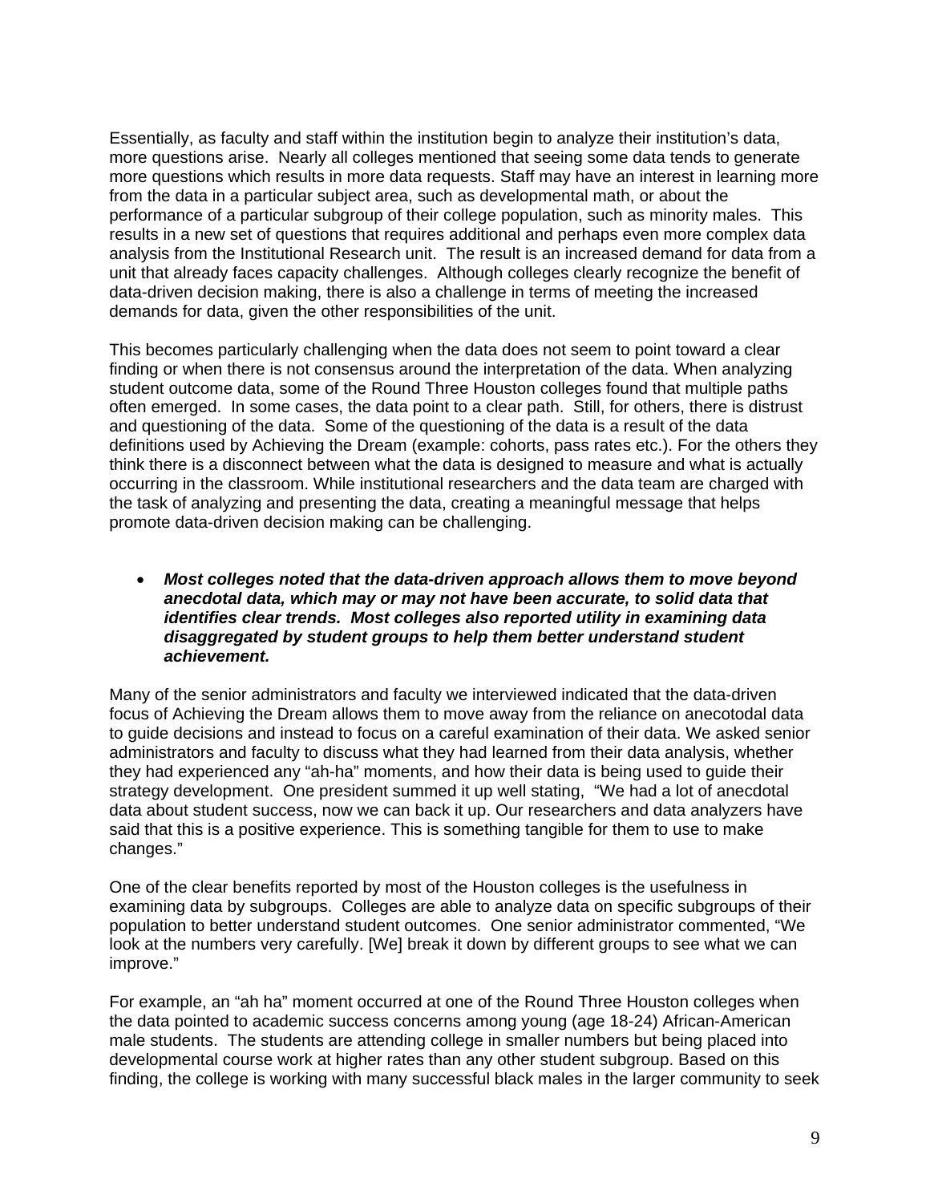Essentially, as faculty and staff within the institution begin to analyze their institution's data, more questions arise. Nearly all colleges mentioned that seeing some data tends to generate more questions which results in more data requests. Staff may have an interest in learning more from the data in a particular subject area, such as developmental math, or about the performance of a particular subgroup of their college population, such as minority males. This results in a new set of questions that requires additional and perhaps even more complex data analysis from the Institutional Research unit. The result is an increased demand for data from a unit that already faces capacity challenges. Although colleges clearly recognize the benefit of data-driven decision making, there is also a challenge in terms of meeting the increased demands for data, given the other responsibilities of the unit.

This becomes particularly challenging when the data does not seem to point toward a clear finding or when there is not consensus around the interpretation of the data. When analyzing student outcome data, some of the Round Three Houston colleges found that multiple paths often emerged. In some cases, the data point to a clear path. Still, for others, there is distrust and questioning of the data. Some of the questioning of the data is a result of the data definitions used by Achieving the Dream (example: cohorts, pass rates etc.). For the others they think there is a disconnect between what the data is designed to measure and what is actually occurring in the classroom. While institutional researchers and the data team are charged with the task of analyzing and presenting the data, creating a meaningful message that helps promote data-driven decision making can be challenging.

- ***Most colleges noted that the data-driven approach allows them to move beyond anecdotal data, which may or may not have been accurate, to solid data that identifies clear trends. Most colleges also reported utility in examining data disaggregated by student groups to help them better understand student achievement.***

Many of the senior administrators and faculty we interviewed indicated that the data-driven focus of Achieving the Dream allows them to move away from the reliance on anecotodal data to guide decisions and instead to focus on a careful examination of their data. We asked senior administrators and faculty to discuss what they had learned from their data analysis, whether they had experienced any "ah-ha" moments, and how their data is being used to guide their strategy development. One president summed it up well stating, "We had a lot of anecdotal data about student success, now we can back it up. Our researchers and data analyzers have said that this is a positive experience. This is something tangible for them to use to make changes."

One of the clear benefits reported by most of the Houston colleges is the usefulness in examining data by subgroups. Colleges are able to analyze data on specific subgroups of their population to better understand student outcomes. One senior administrator commented, "We look at the numbers very carefully. [We] break it down by different groups to see what we can improve."

For example, an "ah ha" moment occurred at one of the Round Three Houston colleges when the data pointed to academic success concerns among young (age 18-24) African-American male students. The students are attending college in smaller numbers but being placed into developmental course work at higher rates than any other student subgroup. Based on this finding, the college is working with many successful black males in the larger community to seek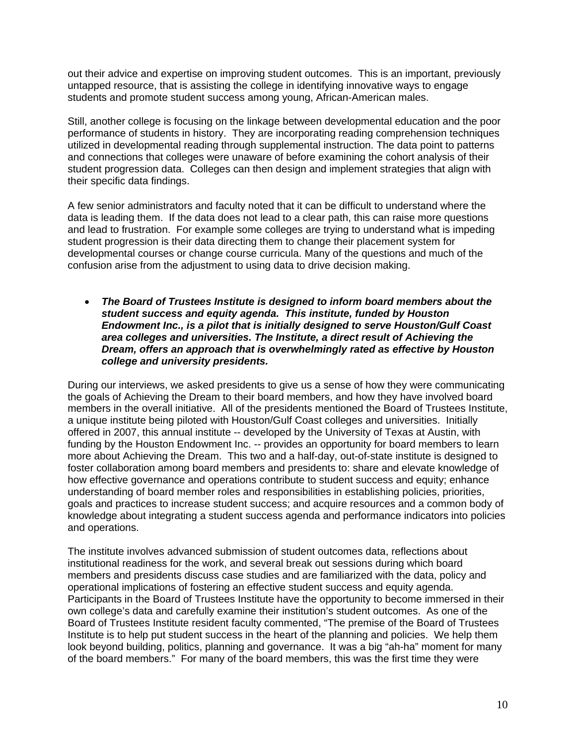out their advice and expertise on improving student outcomes. This is an important, previously untapped resource, that is assisting the college in identifying innovative ways to engage students and promote student success among young, African-American males.

Still, another college is focusing on the linkage between developmental education and the poor performance of students in history. They are incorporating reading comprehension techniques utilized in developmental reading through supplemental instruction. The data point to patterns and connections that colleges were unaware of before examining the cohort analysis of their student progression data. Colleges can then design and implement strategies that align with their specific data findings.

A few senior administrators and faculty noted that it can be difficult to understand where the data is leading them. If the data does not lead to a clear path, this can raise more questions and lead to frustration. For example some colleges are trying to understand what is impeding student progression is their data directing them to change their placement system for developmental courses or change course curricula. Many of the questions and much of the confusion arise from the adjustment to using data to drive decision making.

- ***The Board of Trustees Institute is designed to inform board members about the student success and equity agenda. This institute, funded by Houston Endowment Inc., is a pilot that is initially designed to serve Houston/Gulf Coast area colleges and universities. The Institute, a direct result of Achieving the Dream, offers an approach that is overwhelmingly rated as effective by Houston college and university presidents.***

During our interviews, we asked presidents to give us a sense of how they were communicating the goals of Achieving the Dream to their board members, and how they have involved board members in the overall initiative. All of the presidents mentioned the Board of Trustees Institute, a unique institute being piloted with Houston/Gulf Coast colleges and universities. Initially offered in 2007, this annual institute -- developed by the University of Texas at Austin, with funding by the Houston Endowment Inc. -- provides an opportunity for board members to learn more about Achieving the Dream. This two and a half-day, out-of-state institute is designed to foster collaboration among board members and presidents to: share and elevate knowledge of how effective governance and operations contribute to student success and equity; enhance understanding of board member roles and responsibilities in establishing policies, priorities, goals and practices to increase student success; and acquire resources and a common body of knowledge about integrating a student success agenda and performance indicators into policies and operations.

The institute involves advanced submission of student outcomes data, reflections about institutional readiness for the work, and several break out sessions during which board members and presidents discuss case studies and are familiarized with the data, policy and operational implications of fostering an effective student success and equity agenda. Participants in the Board of Trustees Institute have the opportunity to become immersed in their own college's data and carefully examine their institution's student outcomes. As one of the Board of Trustees Institute resident faculty commented, "The premise of the Board of Trustees Institute is to help put student success in the heart of the planning and policies. We help them look beyond building, politics, planning and governance. It was a big "ah-ha" moment for many of the board members." For many of the board members, this was the first time they were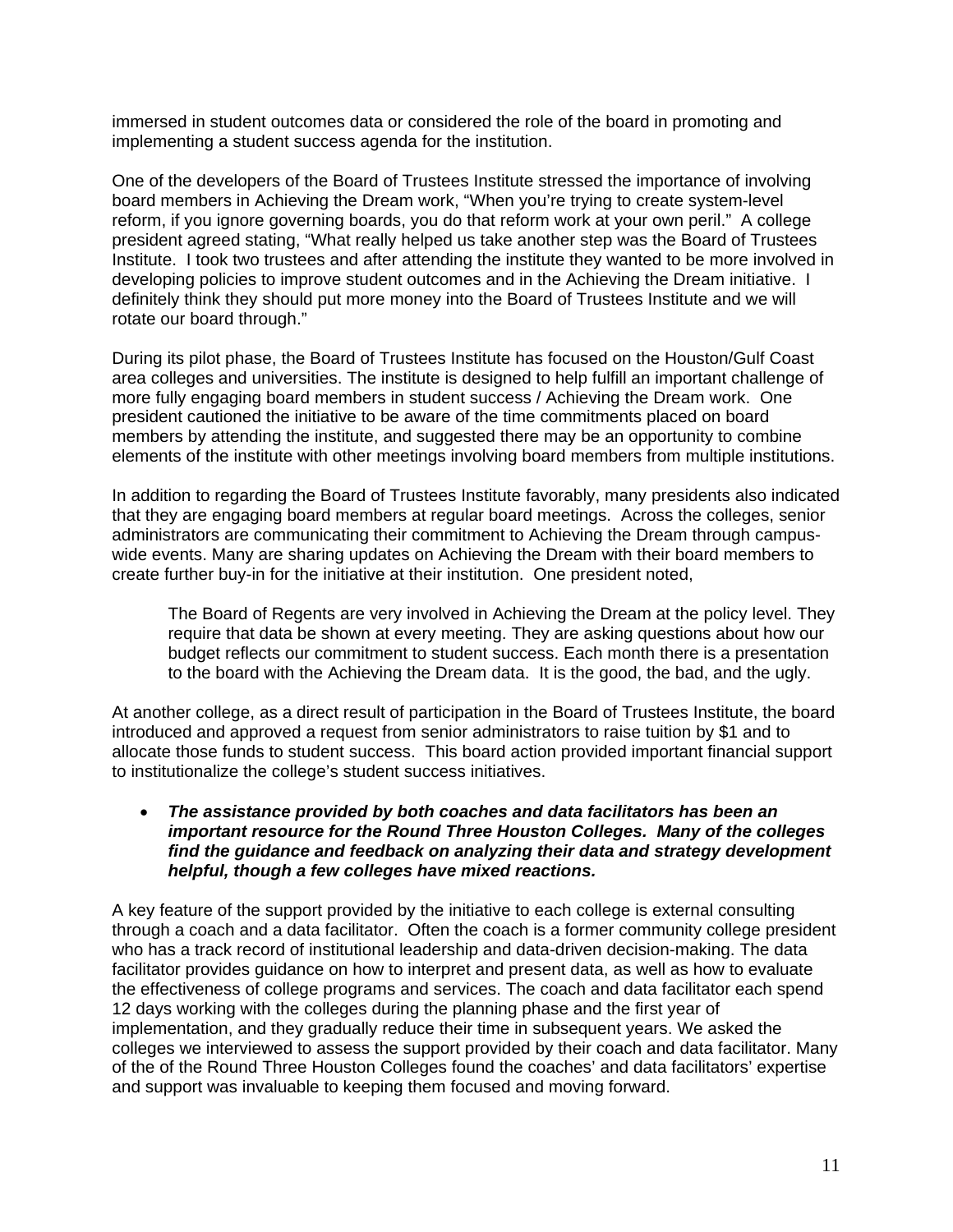immersed in student outcomes data or considered the role of the board in promoting and implementing a student success agenda for the institution.

One of the developers of the Board of Trustees Institute stressed the importance of involving board members in Achieving the Dream work, "When you're trying to create system-level reform, if you ignore governing boards, you do that reform work at your own peril." A college president agreed stating, "What really helped us take another step was the Board of Trustees Institute. I took two trustees and after attending the institute they wanted to be more involved in developing policies to improve student outcomes and in the Achieving the Dream initiative. I definitely think they should put more money into the Board of Trustees Institute and we will rotate our board through."

During its pilot phase, the Board of Trustees Institute has focused on the Houston/Gulf Coast area colleges and universities. The institute is designed to help fulfill an important challenge of more fully engaging board members in student success / Achieving the Dream work. One president cautioned the initiative to be aware of the time commitments placed on board members by attending the institute, and suggested there may be an opportunity to combine elements of the institute with other meetings involving board members from multiple institutions.

In addition to regarding the Board of Trustees Institute favorably, many presidents also indicated that they are engaging board members at regular board meetings. Across the colleges, senior administrators are communicating their commitment to Achieving the Dream through campus-wide events. Many are sharing updates on Achieving the Dream with their board members to create further buy-in for the initiative at their institution. One president noted,

> The Board of Regents are very involved in Achieving the Dream at the policy level. They require that data be shown at every meeting. They are asking questions about how our budget reflects our commitment to student success. Each month there is a presentation to the board with the Achieving the Dream data. It is the good, the bad, and the ugly.

At another college, as a direct result of participation in the Board of Trustees Institute, the board introduced and approved a request from senior administrators to raise tuition by $1 and to allocate those funds to student success. This board action provided important financial support to institutionalize the college's student success initiatives.

- ***The assistance provided by both coaches and data facilitators has been an important resource for the Round Three Houston Colleges. Many of the colleges find the guidance and feedback on analyzing their data and strategy development helpful, though a few colleges have mixed reactions.***

A key feature of the support provided by the initiative to each college is external consulting through a coach and a data facilitator. Often the coach is a former community college president who has a track record of institutional leadership and data-driven decision-making. The data facilitator provides guidance on how to interpret and present data, as well as how to evaluate the effectiveness of college programs and services. The coach and data facilitator each spend 12 days working with the colleges during the planning phase and the first year of implementation, and they gradually reduce their time in subsequent years. We asked the colleges we interviewed to assess the support provided by their coach and data facilitator. Many of the of the Round Three Houston Colleges found the coaches' and data facilitators' expertise and support was invaluable to keeping them focused and moving forward.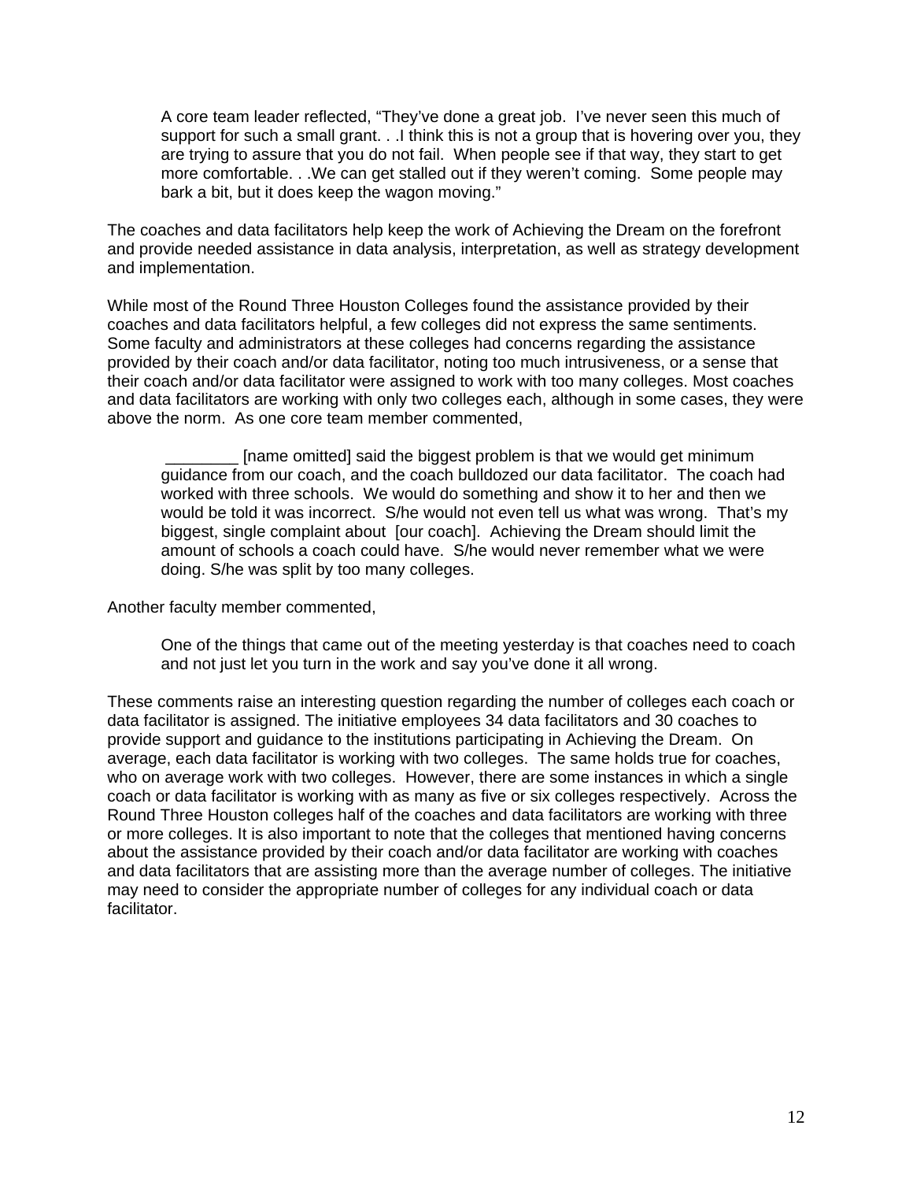> A core team leader reflected, “They’ve done a great job. I’ve never seen this much of support for such a small grant. . .I think this is not a group that is hovering over you, they are trying to assure that you do not fail. When people see if that way, they start to get more comfortable. . .We can get stalled out if they weren’t coming. Some people may bark a bit, but it does keep the wagon moving.”

The coaches and data facilitators help keep the work of Achieving the Dream on the forefront and provide needed assistance in data analysis, interpretation, as well as strategy development and implementation.

While most of the Round Three Houston Colleges found the assistance provided by their coaches and data facilitators helpful, a few colleges did not express the same sentiments. Some faculty and administrators at these colleges had concerns regarding the assistance provided by their coach and/or data facilitator, noting too much intrusiveness, or a sense that their coach and/or data facilitator were assigned to work with too many colleges. Most coaches and data facilitators are working with only two colleges each, although in some cases, they were above the norm. As one core team member commented,

> ________ [name omitted] said the biggest problem is that we would get minimum guidance from our coach, and the coach bulldozed our data facilitator. The coach had worked with three schools. We would do something and show it to her and then we would be told it was incorrect. S/he would not even tell us what was wrong. That’s my biggest, single complaint about [our coach]. Achieving the Dream should limit the amount of schools a coach could have. S/he would never remember what we were doing. S/he was split by too many colleges.

Another faculty member commented,

> One of the things that came out of the meeting yesterday is that coaches need to coach and not just let you turn in the work and say you’ve done it all wrong.

These comments raise an interesting question regarding the number of colleges each coach or data facilitator is assigned. The initiative employees 34 data facilitators and 30 coaches to provide support and guidance to the institutions participating in Achieving the Dream. On average, each data facilitator is working with two colleges. The same holds true for coaches, who on average work with two colleges. However, there are some instances in which a single coach or data facilitator is working with as many as five or six colleges respectively. Across the Round Three Houston colleges half of the coaches and data facilitators are working with three or more colleges. It is also important to note that the colleges that mentioned having concerns about the assistance provided by their coach and/or data facilitator are working with coaches and data facilitators that are assisting more than the average number of colleges. The initiative may need to consider the appropriate number of colleges for any individual coach or data facilitator.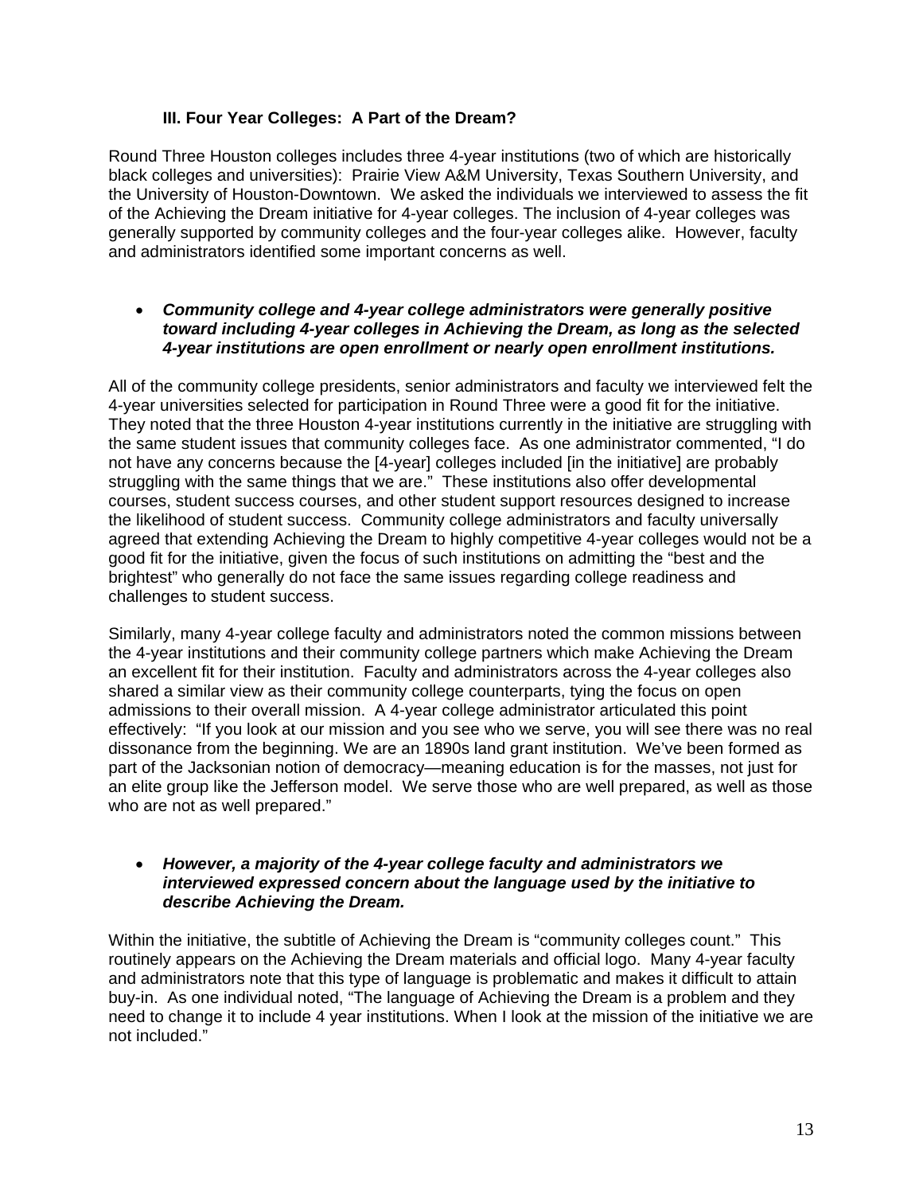### III. Four Year Colleges: A Part of the Dream?

Round Three Houston colleges includes three 4-year institutions (two of which are historically black colleges and universities): Prairie View A&M University, Texas Southern University, and the University of Houston-Downtown. We asked the individuals we interviewed to assess the fit of the Achieving the Dream initiative for 4-year colleges. The inclusion of 4-year colleges was generally supported by community colleges and the four-year colleges alike. However, faculty and administrators identified some important concerns as well.

- ***Community college and 4-year college administrators were generally positive toward including 4-year colleges in Achieving the Dream, as long as the selected 4-year institutions are open enrollment or nearly open enrollment institutions.***

All of the community college presidents, senior administrators and faculty we interviewed felt the 4-year universities selected for participation in Round Three were a good fit for the initiative. They noted that the three Houston 4-year institutions currently in the initiative are struggling with the same student issues that community colleges face. As one administrator commented, "I do not have any concerns because the [4-year] colleges included [in the initiative] are probably struggling with the same things that we are." These institutions also offer developmental courses, student success courses, and other student support resources designed to increase the likelihood of student success. Community college administrators and faculty universally agreed that extending Achieving the Dream to highly competitive 4-year colleges would not be a good fit for the initiative, given the focus of such institutions on admitting the "best and the brightest" who generally do not face the same issues regarding college readiness and challenges to student success.

Similarly, many 4-year college faculty and administrators noted the common missions between the 4-year institutions and their community college partners which make Achieving the Dream an excellent fit for their institution. Faculty and administrators across the 4-year colleges also shared a similar view as their community college counterparts, tying the focus on open admissions to their overall mission. A 4-year college administrator articulated this point effectively: "If you look at our mission and you see who we serve, you will see there was no real dissonance from the beginning. We are an 1890s land grant institution. We've been formed as part of the Jacksonian notion of democracy—meaning education is for the masses, not just for an elite group like the Jefferson model. We serve those who are well prepared, as well as those who are not as well prepared."

- ***However, a majority of the 4-year college faculty and administrators we interviewed expressed concern about the language used by the initiative to describe Achieving the Dream.***

Within the initiative, the subtitle of Achieving the Dream is "community colleges count." This routinely appears on the Achieving the Dream materials and official logo. Many 4-year faculty and administrators note that this type of language is problematic and makes it difficult to attain buy-in. As one individual noted, "The language of Achieving the Dream is a problem and they need to change it to include 4 year institutions. When I look at the mission of the initiative we are not included."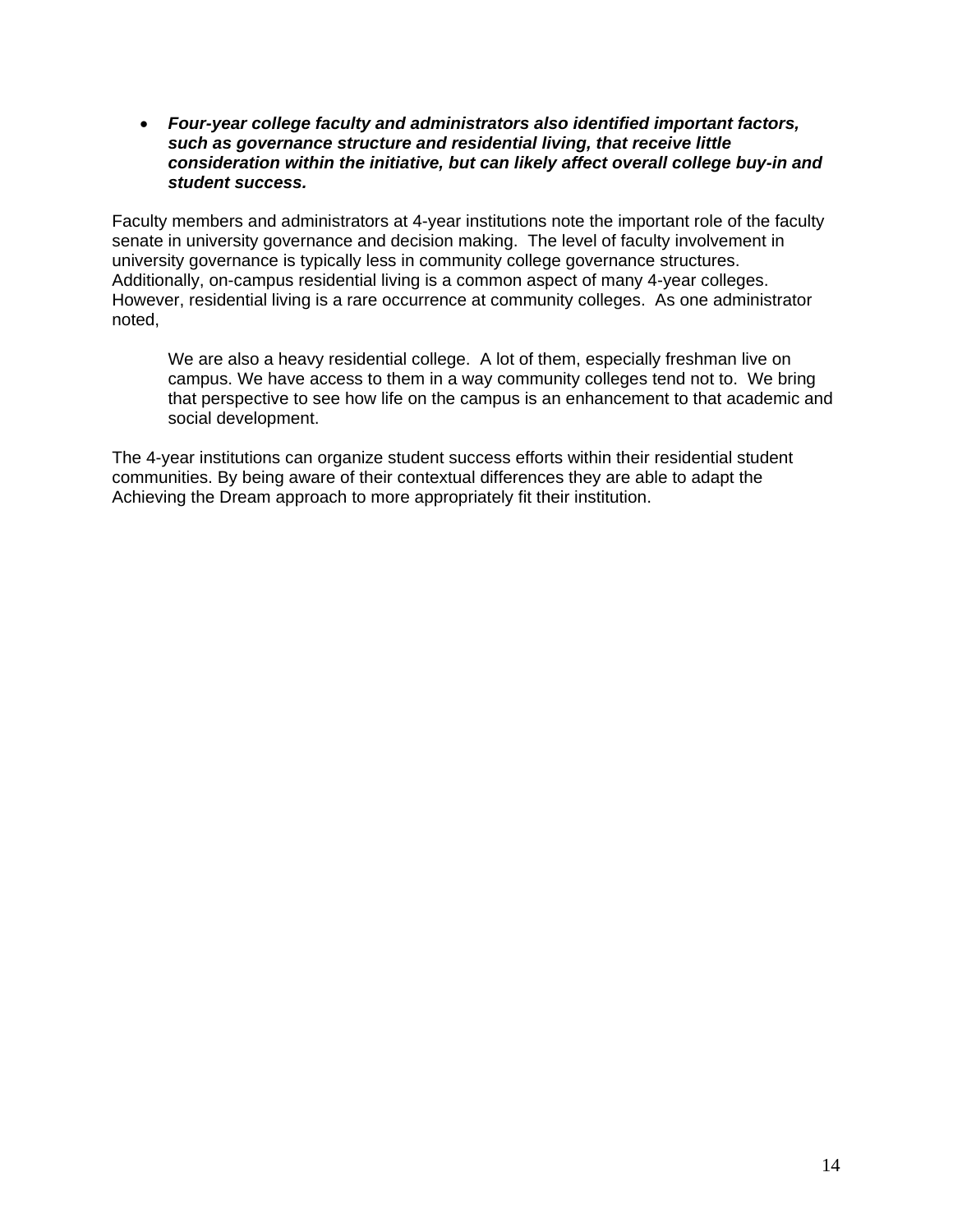- ***Four-year college faculty and administrators also identified important factors, such as governance structure and residential living, that receive little consideration within the initiative, but can likely affect overall college buy-in and student success.***

Faculty members and administrators at 4-year institutions note the important role of the faculty senate in university governance and decision making. The level of faculty involvement in university governance is typically less in community college governance structures. Additionally, on-campus residential living is a common aspect of many 4-year colleges. However, residential living is a rare occurrence at community colleges. As one administrator noted,

> We are also a heavy residential college. A lot of them, especially freshman live on campus. We have access to them in a way community colleges tend not to. We bring that perspective to see how life on the campus is an enhancement to that academic and social development.

The 4-year institutions can organize student success efforts within their residential student communities. By being aware of their contextual differences they are able to adapt the Achieving the Dream approach to more appropriately fit their institution.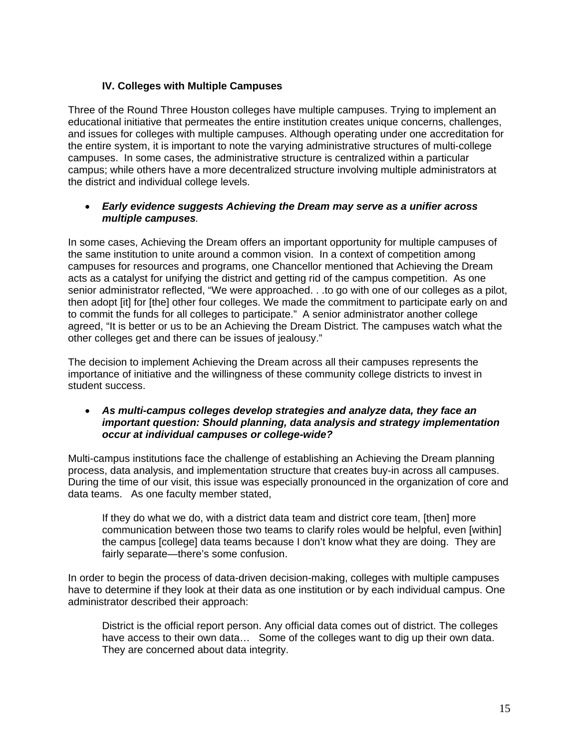### IV. Colleges with Multiple Campuses

Three of the Round Three Houston colleges have multiple campuses. Trying to implement an educational initiative that permeates the entire institution creates unique concerns, challenges, and issues for colleges with multiple campuses. Although operating under one accreditation for the entire system, it is important to note the varying administrative structures of multi-college campuses. In some cases, the administrative structure is centralized within a particular campus; while others have a more decentralized structure involving multiple administrators at the district and individual college levels.

- ***Early evidence suggests Achieving the Dream may serve as a unifier across multiple campuses*.**

In some cases, Achieving the Dream offers an important opportunity for multiple campuses of the same institution to unite around a common vision. In a context of competition among campuses for resources and programs, one Chancellor mentioned that Achieving the Dream acts as a catalyst for unifying the district and getting rid of the campus competition. As one senior administrator reflected, "We were approached. . .to go with one of our colleges as a pilot, then adopt [it] for [the] other four colleges. We made the commitment to participate early on and to commit the funds for all colleges to participate." A senior administrator another college agreed, "It is better or us to be an Achieving the Dream District. The campuses watch what the other colleges get and there can be issues of jealousy."

The decision to implement Achieving the Dream across all their campuses represents the importance of initiative and the willingness of these community college districts to invest in student success.

- ***As multi-campus colleges develop strategies and analyze data, they face an important question: Should planning, data analysis and strategy implementation occur at individual campuses or college-wide?***

Multi-campus institutions face the challenge of establishing an Achieving the Dream planning process, data analysis, and implementation structure that creates buy-in across all campuses. During the time of our visit, this issue was especially pronounced in the organization of core and data teams. As one faculty member stated,

> If they do what we do, with a district data team and district core team, [then] more communication between those two teams to clarify roles would be helpful, even [within] the campus [college] data teams because I don't know what they are doing. They are fairly separate—there's some confusion.

In order to begin the process of data-driven decision-making, colleges with multiple campuses have to determine if they look at their data as one institution or by each individual campus. One administrator described their approach:

> District is the official report person. Any official data comes out of district. The colleges have access to their own data… Some of the colleges want to dig up their own data. They are concerned about data integrity.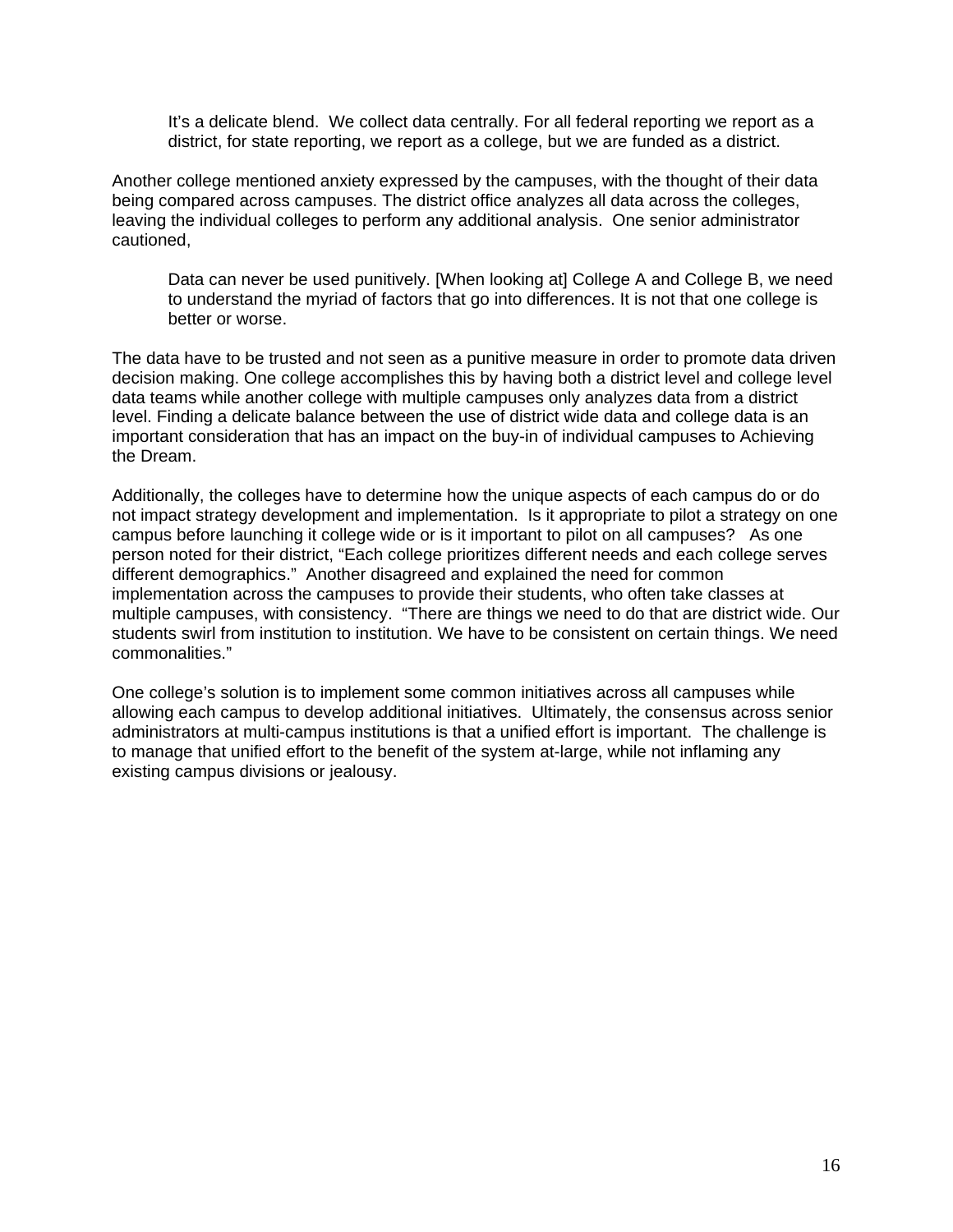> It's a delicate blend.  We collect data centrally. For all federal reporting we report as a district, for state reporting, we report as a college, but we are funded as a district.

Another college mentioned anxiety expressed by the campuses, with the thought of their data being compared across campuses. The district office analyzes all data across the colleges, leaving the individual colleges to perform any additional analysis.  One senior administrator cautioned,

> Data can never be used punitively. [When looking at] College A and College B, we need to understand the myriad of factors that go into differences. It is not that one college is better or worse.

The data have to be trusted and not seen as a punitive measure in order to promote data driven decision making. One college accomplishes this by having both a district level and college level data teams while another college with multiple campuses only analyzes data from a district level. Finding a delicate balance between the use of district wide data and college data is an important consideration that has an impact on the buy-in of individual campuses to Achieving the Dream.

Additionally, the colleges have to determine how the unique aspects of each campus do or do not impact strategy development and implementation.  Is it appropriate to pilot a strategy on one campus before launching it college wide or is it important to pilot on all campuses?   As one person noted for their district, "Each college prioritizes different needs and each college serves different demographics."  Another disagreed and explained the need for common implementation across the campuses to provide their students, who often take classes at multiple campuses, with consistency.  "There are things we need to do that are district wide. Our students swirl from institution to institution. We have to be consistent on certain things. We need commonalities."

One college's solution is to implement some common initiatives across all campuses while allowing each campus to develop additional initiatives.  Ultimately, the consensus across senior administrators at multi-campus institutions is that a unified effort is important.  The challenge is to manage that unified effort to the benefit of the system at-large, while not inflaming any existing campus divisions or jealousy.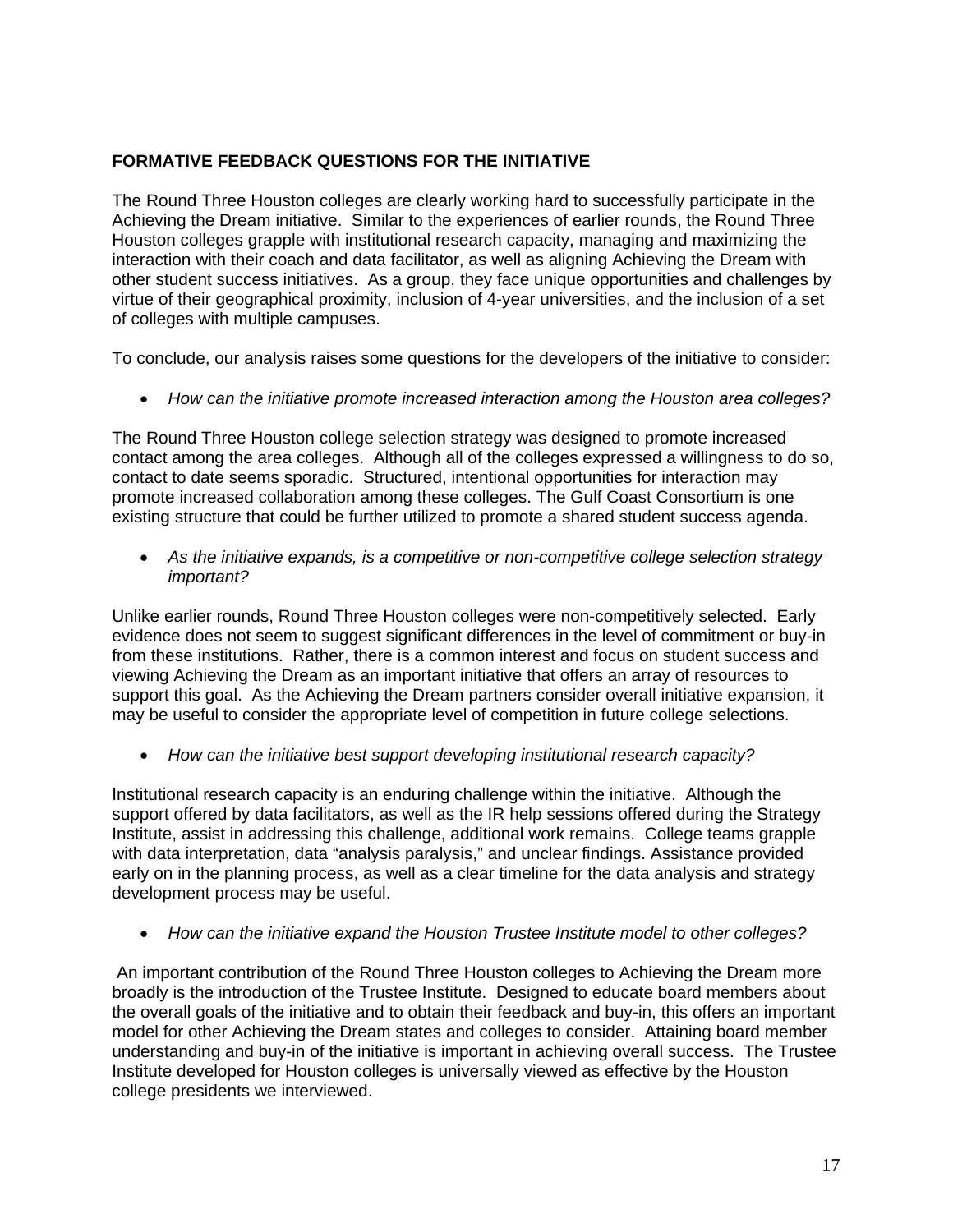## FORMATIVE FEEDBACK QUESTIONS FOR THE INITIATIVE

The Round Three Houston colleges are clearly working hard to successfully participate in the Achieving the Dream initiative. Similar to the experiences of earlier rounds, the Round Three Houston colleges grapple with institutional research capacity, managing and maximizing the interaction with their coach and data facilitator, as well as aligning Achieving the Dream with other student success initiatives. As a group, they face unique opportunities and challenges by virtue of their geographical proximity, inclusion of 4-year universities, and the inclusion of a set of colleges with multiple campuses.

To conclude, our analysis raises some questions for the developers of the initiative to consider:

- *How can the initiative promote increased interaction among the Houston area colleges?*

The Round Three Houston college selection strategy was designed to promote increased contact among the area colleges. Although all of the colleges expressed a willingness to do so, contact to date seems sporadic. Structured, intentional opportunities for interaction may promote increased collaboration among these colleges. The Gulf Coast Consortium is one existing structure that could be further utilized to promote a shared student success agenda.

- *As the initiative expands, is a competitive or non-competitive college selection strategy important?*

Unlike earlier rounds, Round Three Houston colleges were non-competitively selected. Early evidence does not seem to suggest significant differences in the level of commitment or buy-in from these institutions. Rather, there is a common interest and focus on student success and viewing Achieving the Dream as an important initiative that offers an array of resources to support this goal. As the Achieving the Dream partners consider overall initiative expansion, it may be useful to consider the appropriate level of competition in future college selections.

- *How can the initiative best support developing institutional research capacity?*

Institutional research capacity is an enduring challenge within the initiative. Although the support offered by data facilitators, as well as the IR help sessions offered during the Strategy Institute, assist in addressing this challenge, additional work remains. College teams grapple with data interpretation, data "analysis paralysis," and unclear findings. Assistance provided early on in the planning process, as well as a clear timeline for the data analysis and strategy development process may be useful.

- *How can the initiative expand the Houston Trustee Institute model to other colleges?*

An important contribution of the Round Three Houston colleges to Achieving the Dream more broadly is the introduction of the Trustee Institute. Designed to educate board members about the overall goals of the initiative and to obtain their feedback and buy-in, this offers an important model for other Achieving the Dream states and colleges to consider. Attaining board member understanding and buy-in of the initiative is important in achieving overall success. The Trustee Institute developed for Houston colleges is universally viewed as effective by the Houston college presidents we interviewed.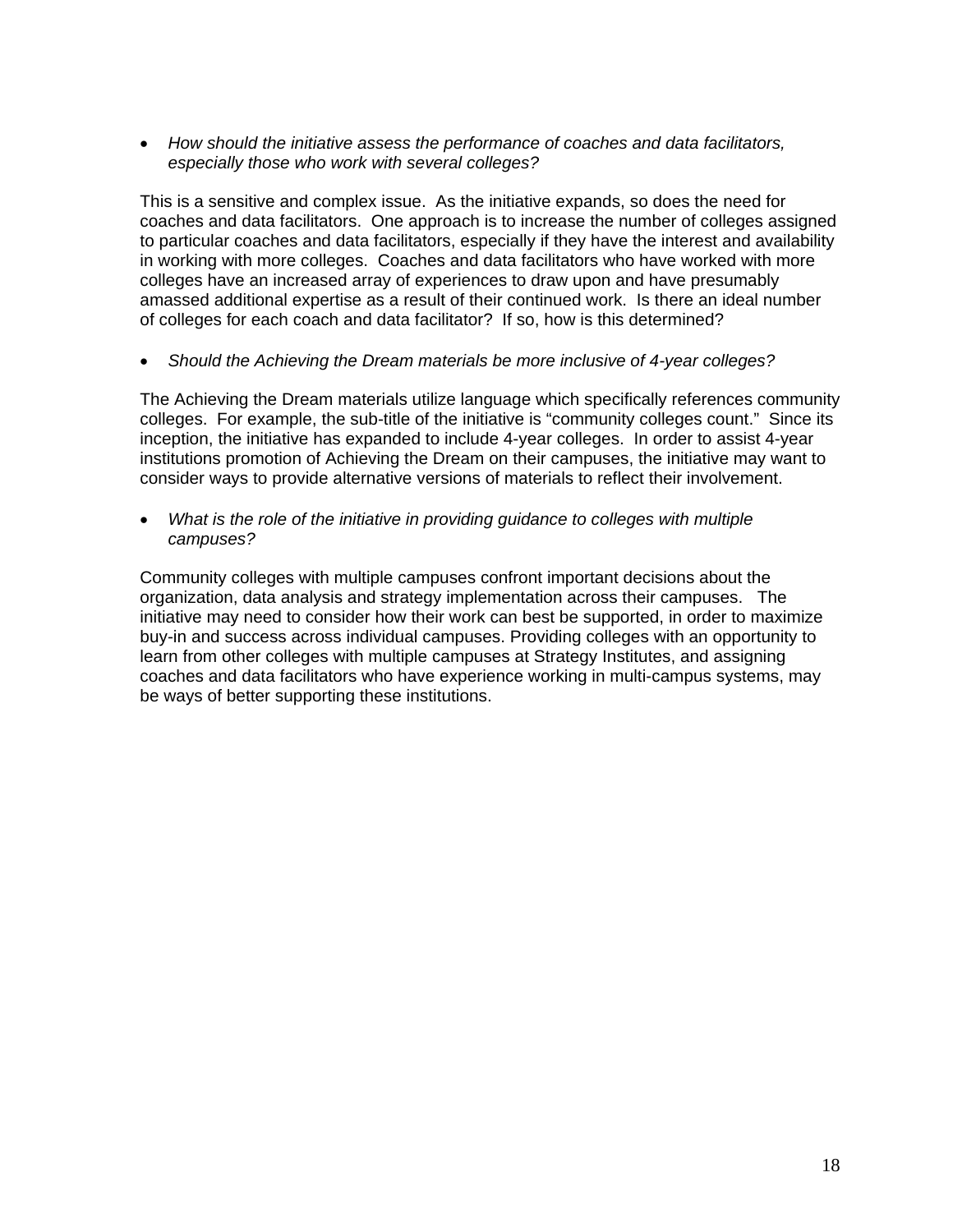- *How should the initiative assess the performance of coaches and data facilitators, especially those who work with several colleges?*

This is a sensitive and complex issue. As the initiative expands, so does the need for coaches and data facilitators. One approach is to increase the number of colleges assigned to particular coaches and data facilitators, especially if they have the interest and availability in working with more colleges. Coaches and data facilitators who have worked with more colleges have an increased array of experiences to draw upon and have presumably amassed additional expertise as a result of their continued work. Is there an ideal number of colleges for each coach and data facilitator? If so, how is this determined?

- *Should the Achieving the Dream materials be more inclusive of 4-year colleges?*

The Achieving the Dream materials utilize language which specifically references community colleges. For example, the sub-title of the initiative is "community colleges count." Since its inception, the initiative has expanded to include 4-year colleges. In order to assist 4-year institutions promotion of Achieving the Dream on their campuses, the initiative may want to consider ways to provide alternative versions of materials to reflect their involvement.

- *What is the role of the initiative in providing guidance to colleges with multiple campuses?*

Community colleges with multiple campuses confront important decisions about the organization, data analysis and strategy implementation across their campuses. The initiative may need to consider how their work can best be supported, in order to maximize buy-in and success across individual campuses. Providing colleges with an opportunity to learn from other colleges with multiple campuses at Strategy Institutes, and assigning coaches and data facilitators who have experience working in multi-campus systems, may be ways of better supporting these institutions.